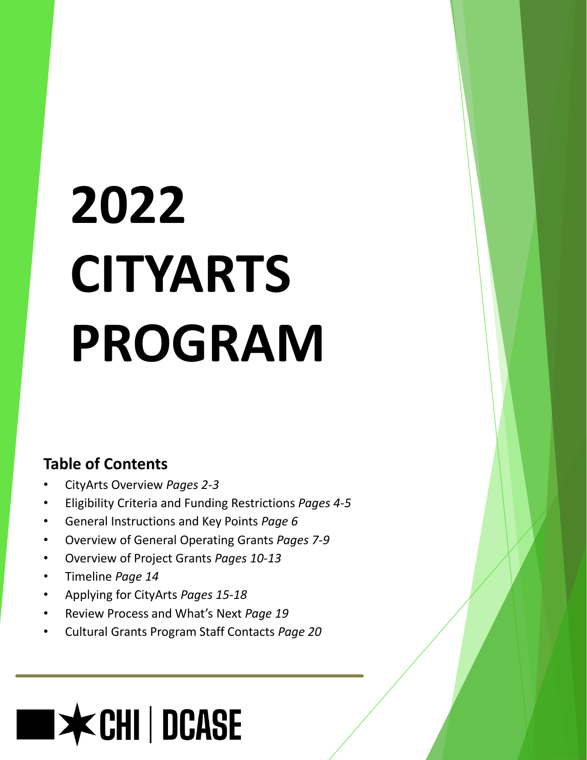# 2022 CITYARTS PROGRAM

## Table of Contents

- CityArts Overview *Pages 2-3*
- Eligibility Criteria and Funding Restrictions *Pages 4-5*
- General Instructions and Key Points *Page 6*
- Overview of General Operating Grants *Pages 7-9*
- Overview of Project Grants *Pages 10-13*
- Timeline *Page 14*
- Applying for CityArts *Pages 15-18*
- Review Process and What's Next *Page 19*
- Cultural Grants Program Staff Contacts *Page 20*

CHI | DCASE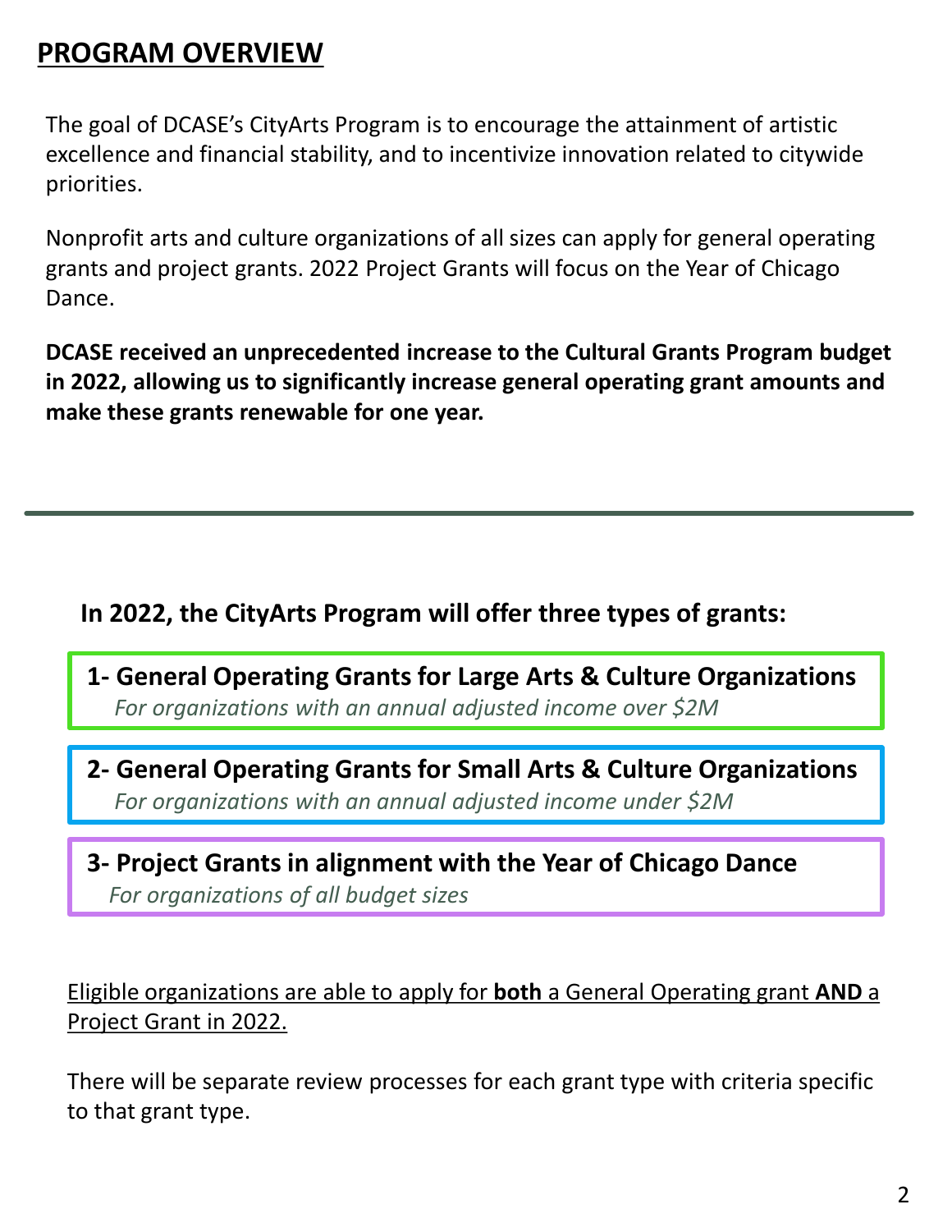# PROGRAM OVERVIEW

The goal of DCASE's CityArts Program is to encourage the attainment of artistic excellence and financial stability, and to incentivize innovation related to citywide priorities.

Nonprofit arts and culture organizations of all sizes can apply for general operating grants and project grants. 2022 Project Grants will focus on the Year of Chicago Dance.

**DCASE received an unprecedented increase to the Cultural Grants Program budget in 2022, allowing us to significantly increase general operating grant amounts and make these grants renewable for one year.**

---

## In 2022, the CityArts Program will offer three types of grants:

**1- General Operating Grants for Large Arts & Culture Organizations**
*For organizations with an annual adjusted income over $2M*

**2- General Operating Grants for Small Arts & Culture Organizations**
*For organizations with an annual adjusted income under $2M*

**3- Project Grants in alignment with the Year of Chicago Dance**
*For organizations of all budget sizes*

Eligible organizations are able to apply for **both** a General Operating grant **AND** a Project Grant in 2022.

There will be separate review processes for each grant type with criteria specific to that grant type.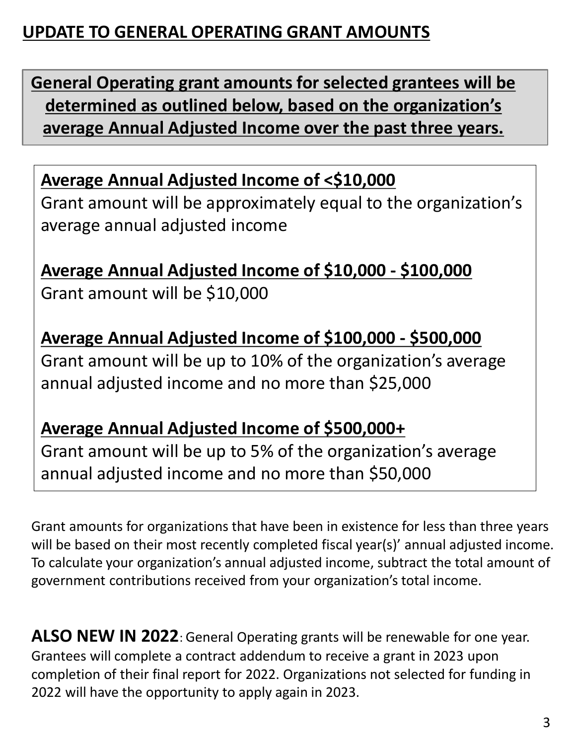## UPDATE TO GENERAL OPERATING GRANT AMOUNTS

**General Operating grant amounts for selected grantees will be determined as outlined below, based on the organization's average Annual Adjusted Income over the past three years.**

**Average Annual Adjusted Income of <$10,000**
Grant amount will be approximately equal to the organization's average annual adjusted income

**Average Annual Adjusted Income of $10,000 - $100,000**
Grant amount will be $10,000

**Average Annual Adjusted Income of $100,000 - $500,000**
Grant amount will be up to 10% of the organization's average annual adjusted income and no more than $25,000

**Average Annual Adjusted Income of $500,000+**
Grant amount will be up to 5% of the organization's average annual adjusted income and no more than $50,000

Grant amounts for organizations that have been in existence for less than three years will be based on their most recently completed fiscal year(s)' annual adjusted income. To calculate your organization's annual adjusted income, subtract the total amount of government contributions received from your organization's total income.

**ALSO NEW IN 2022**: General Operating grants will be renewable for one year. Grantees will complete a contract addendum to receive a grant in 2023 upon completion of their final report for 2022. Organizations not selected for funding in 2022 will have the opportunity to apply again in 2023.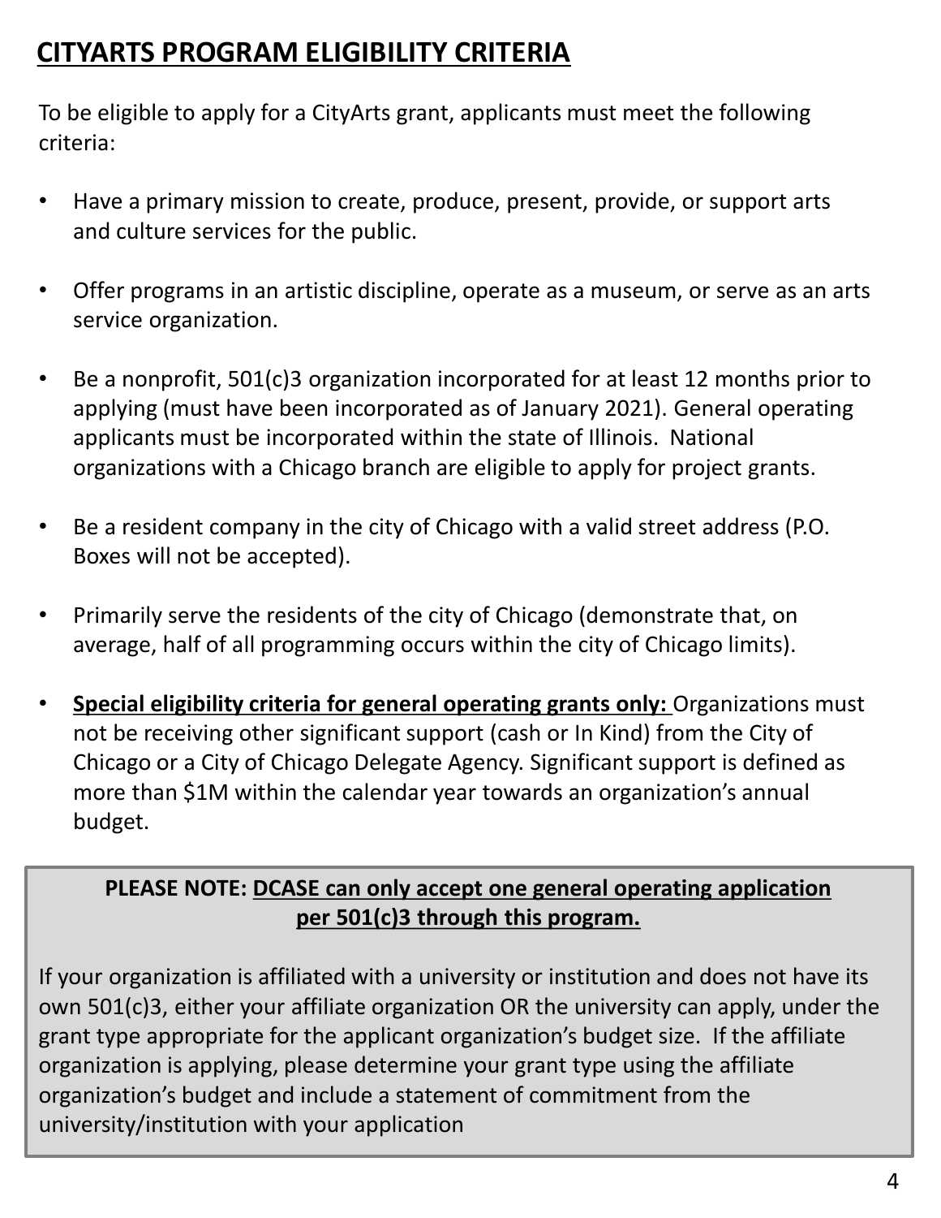# CITYARTS PROGRAM ELIGIBILITY CRITERIA

To be eligible to apply for a CityArts grant, applicants must meet the following criteria:

- Have a primary mission to create, produce, present, provide, or support arts and culture services for the public.
- Offer programs in an artistic discipline, operate as a museum, or serve as an arts service organization.
- Be a nonprofit, 501(c)3 organization incorporated for at least 12 months prior to applying (must have been incorporated as of January 2021). General operating applicants must be incorporated within the state of Illinois. National organizations with a Chicago branch are eligible to apply for project grants.
- Be a resident company in the city of Chicago with a valid street address (P.O. Boxes will not be accepted).
- Primarily serve the residents of the city of Chicago (demonstrate that, on average, half of all programming occurs within the city of Chicago limits).
- **Special eligibility criteria for general operating grants only:** Organizations must not be receiving other significant support (cash or In Kind) from the City of Chicago or a City of Chicago Delegate Agency. Significant support is defined as more than $1M within the calendar year towards an organization's annual budget.

**PLEASE NOTE: DCASE can only accept one general operating application per 501(c)3 through this program.**

If your organization is affiliated with a university or institution and does not have its own 501(c)3, either your affiliate organization OR the university can apply, under the grant type appropriate for the applicant organization's budget size. If the affiliate organization is applying, please determine your grant type using the affiliate organization's budget and include a statement of commitment from the university/institution with your application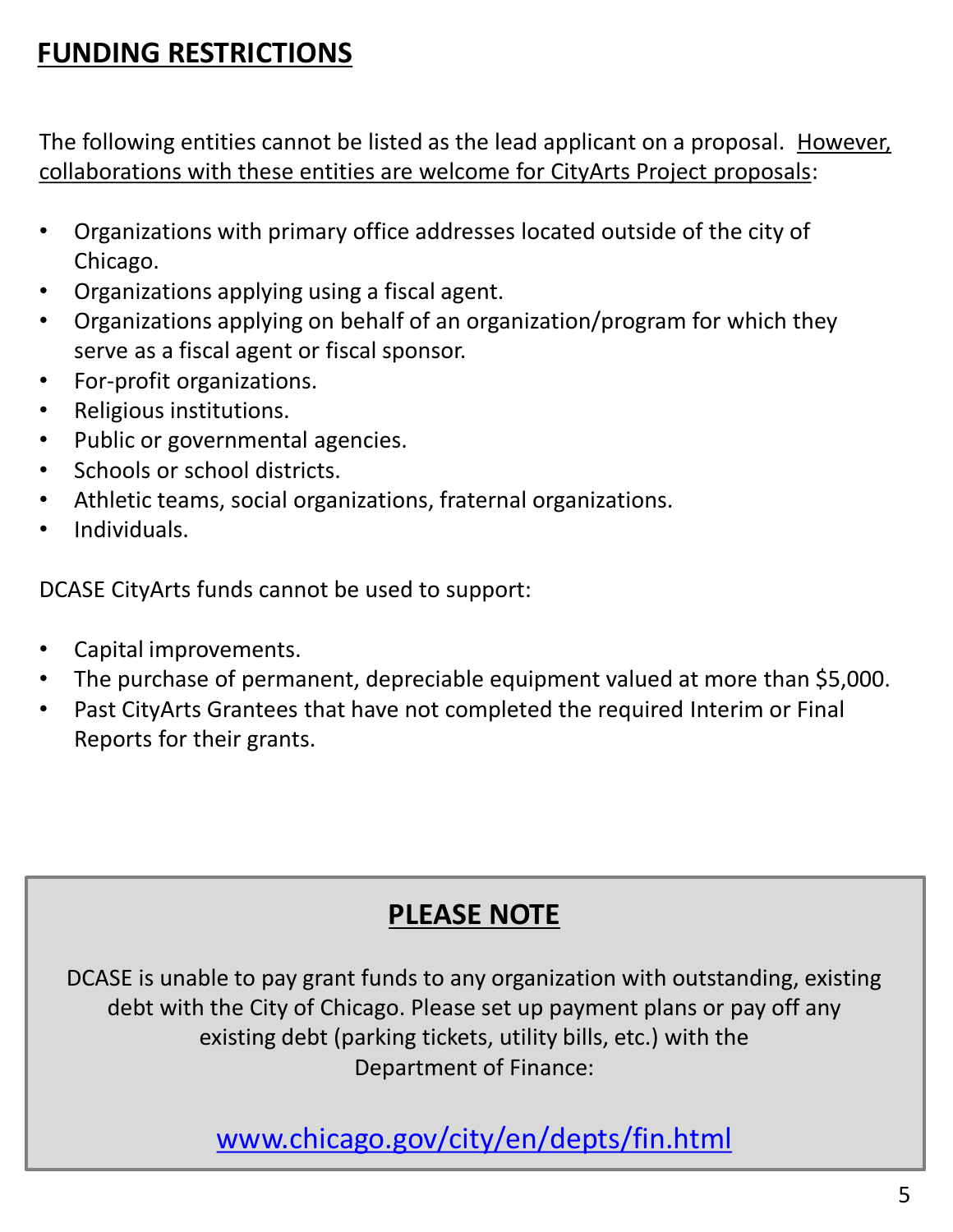## FUNDING RESTRICTIONS

The following entities cannot be listed as the lead applicant on a proposal. However, collaborations with these entities are welcome for CityArts Project proposals:

- Organizations with primary office addresses located outside of the city of Chicago.
- Organizations applying using a fiscal agent.
- Organizations applying on behalf of an organization/program for which they serve as a fiscal agent or fiscal sponsor.
- For-profit organizations.
- Religious institutions.
- Public or governmental agencies.
- Schools or school districts.
- Athletic teams, social organizations, fraternal organizations.
- Individuals.

DCASE CityArts funds cannot be used to support:

- Capital improvements.
- The purchase of permanent, depreciable equipment valued at more than $5,000.
- Past CityArts Grantees that have not completed the required Interim or Final Reports for their grants.

**PLEASE NOTE**

DCASE is unable to pay grant funds to any organization with outstanding, existing debt with the City of Chicago. Please set up payment plans or pay off any existing debt (parking tickets, utility bills, etc.) with the Department of Finance:

www.chicago.gov/city/en/depts/fin.html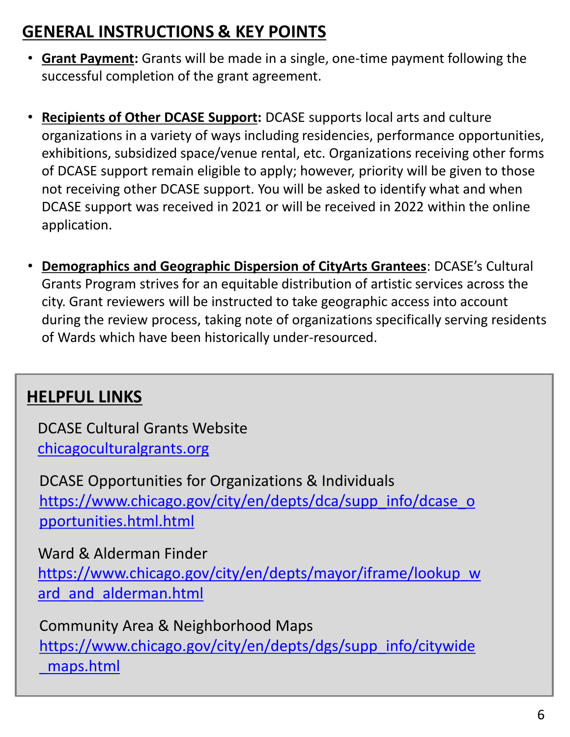## GENERAL INSTRUCTIONS & KEY POINTS

- **Grant Payment:** Grants will be made in a single, one-time payment following the successful completion of the grant agreement.

- **Recipients of Other DCASE Support:** DCASE supports local arts and culture organizations in a variety of ways including residencies, performance opportunities, exhibitions, subsidized space/venue rental, etc. Organizations receiving other forms of DCASE support remain eligible to apply; however, priority will be given to those not receiving other DCASE support. You will be asked to identify what and when DCASE support was received in 2021 or will be received in 2022 within the online application.

- **Demographics and Geographic Dispersion of CityArts Grantees**: DCASE's Cultural Grants Program strives for an equitable distribution of artistic services across the city. Grant reviewers will be instructed to take geographic access into account during the review process, taking note of organizations specifically serving residents of Wards which have been historically under-resourced.

### HELPFUL LINKS

DCASE Cultural Grants Website
chicagoculturalgrants.org

DCASE Opportunities for Organizations & Individuals
https://www.chicago.gov/city/en/depts/dca/supp_info/dcase_opportunities.html.html

Ward & Alderman Finder
https://www.chicago.gov/city/en/depts/mayor/iframe/lookup_ward_and_alderman.html

Community Area & Neighborhood Maps
https://www.chicago.gov/city/en/depts/dgs/supp_info/citywide_maps.html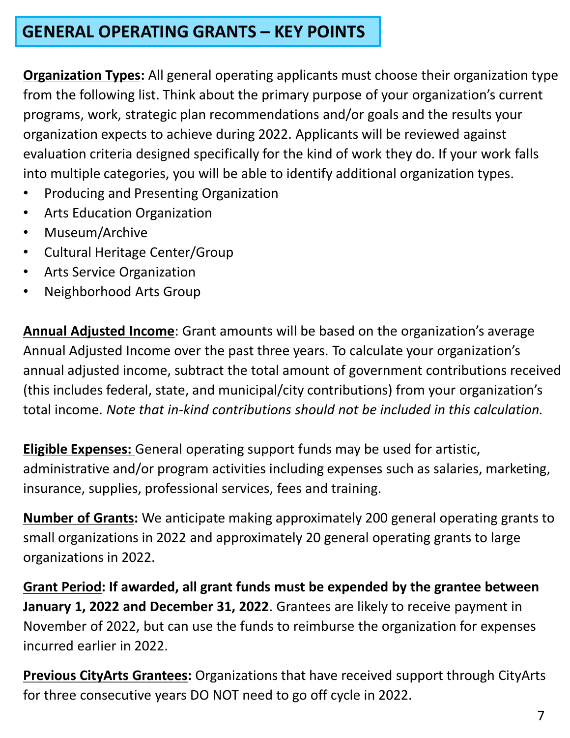# GENERAL OPERATING GRANTS – KEY POINTS

**Organization Types:** All general operating applicants must choose their organization type from the following list. Think about the primary purpose of your organization's current programs, work, strategic plan recommendations and/or goals and the results your organization expects to achieve during 2022. Applicants will be reviewed against evaluation criteria designed specifically for the kind of work they do. If your work falls into multiple categories, you will be able to identify additional organization types.

- Producing and Presenting Organization
- Arts Education Organization
- Museum/Archive
- Cultural Heritage Center/Group
- Arts Service Organization
- Neighborhood Arts Group

**Annual Adjusted Income**: Grant amounts will be based on the organization's average Annual Adjusted Income over the past three years. To calculate your organization's annual adjusted income, subtract the total amount of government contributions received (this includes federal, state, and municipal/city contributions) from your organization's total income. *Note that in-kind contributions should not be included in this calculation.*

**Eligible Expenses:** General operating support funds may be used for artistic, administrative and/or program activities including expenses such as salaries, marketing, insurance, supplies, professional services, fees and training.

**Number of Grants:** We anticipate making approximately 200 general operating grants to small organizations in 2022 and approximately 20 general operating grants to large organizations in 2022.

**Grant Period**: **If awarded, all grant funds must be expended by the grantee between January 1, 2022 and December 31, 2022**. Grantees are likely to receive payment in November of 2022, but can use the funds to reimburse the organization for expenses incurred earlier in 2022.

**Previous CityArts Grantees:** Organizations that have received support through CityArts for three consecutive years DO NOT need to go off cycle in 2022.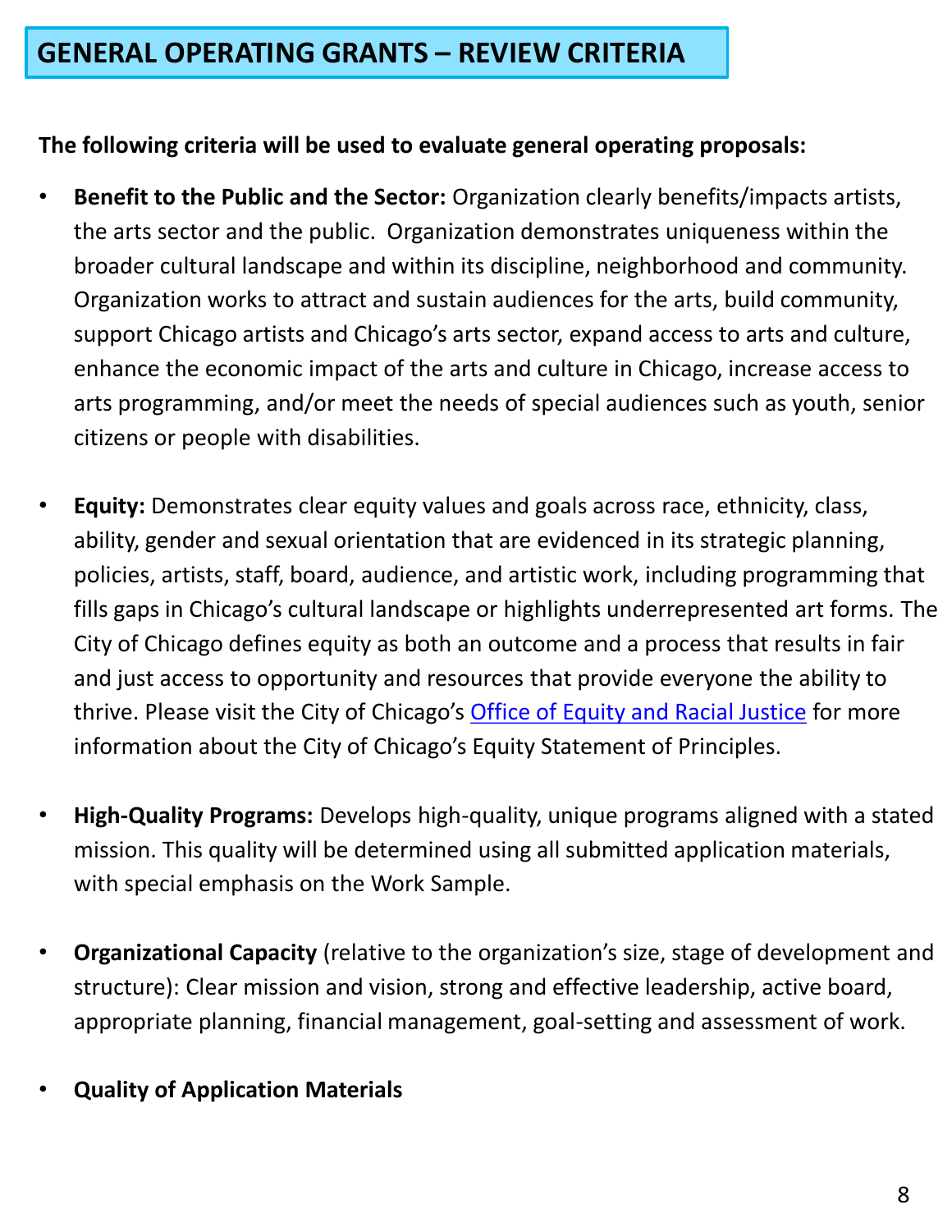# GENERAL OPERATING GRANTS – REVIEW CRITERIA

**The following criteria will be used to evaluate general operating proposals:**

- **Benefit to the Public and the Sector:** Organization clearly benefits/impacts artists, the arts sector and the public. Organization demonstrates uniqueness within the broader cultural landscape and within its discipline, neighborhood and community. Organization works to attract and sustain audiences for the arts, build community, support Chicago artists and Chicago's arts sector, expand access to arts and culture, enhance the economic impact of the arts and culture in Chicago, increase access to arts programming, and/or meet the needs of special audiences such as youth, senior citizens or people with disabilities.

- **Equity:** Demonstrates clear equity values and goals across race, ethnicity, class, ability, gender and sexual orientation that are evidenced in its strategic planning, policies, artists, staff, board, audience, and artistic work, including programming that fills gaps in Chicago's cultural landscape or highlights underrepresented art forms. The City of Chicago defines equity as both an outcome and a process that results in fair and just access to opportunity and resources that provide everyone the ability to thrive. Please visit the City of Chicago's Office of Equity and Racial Justice for more information about the City of Chicago's Equity Statement of Principles.

- **High-Quality Programs:** Develops high-quality, unique programs aligned with a stated mission. This quality will be determined using all submitted application materials, with special emphasis on the Work Sample.

- **Organizational Capacity** (relative to the organization's size, stage of development and structure): Clear mission and vision, strong and effective leadership, active board, appropriate planning, financial management, goal-setting and assessment of work.

- **Quality of Application Materials**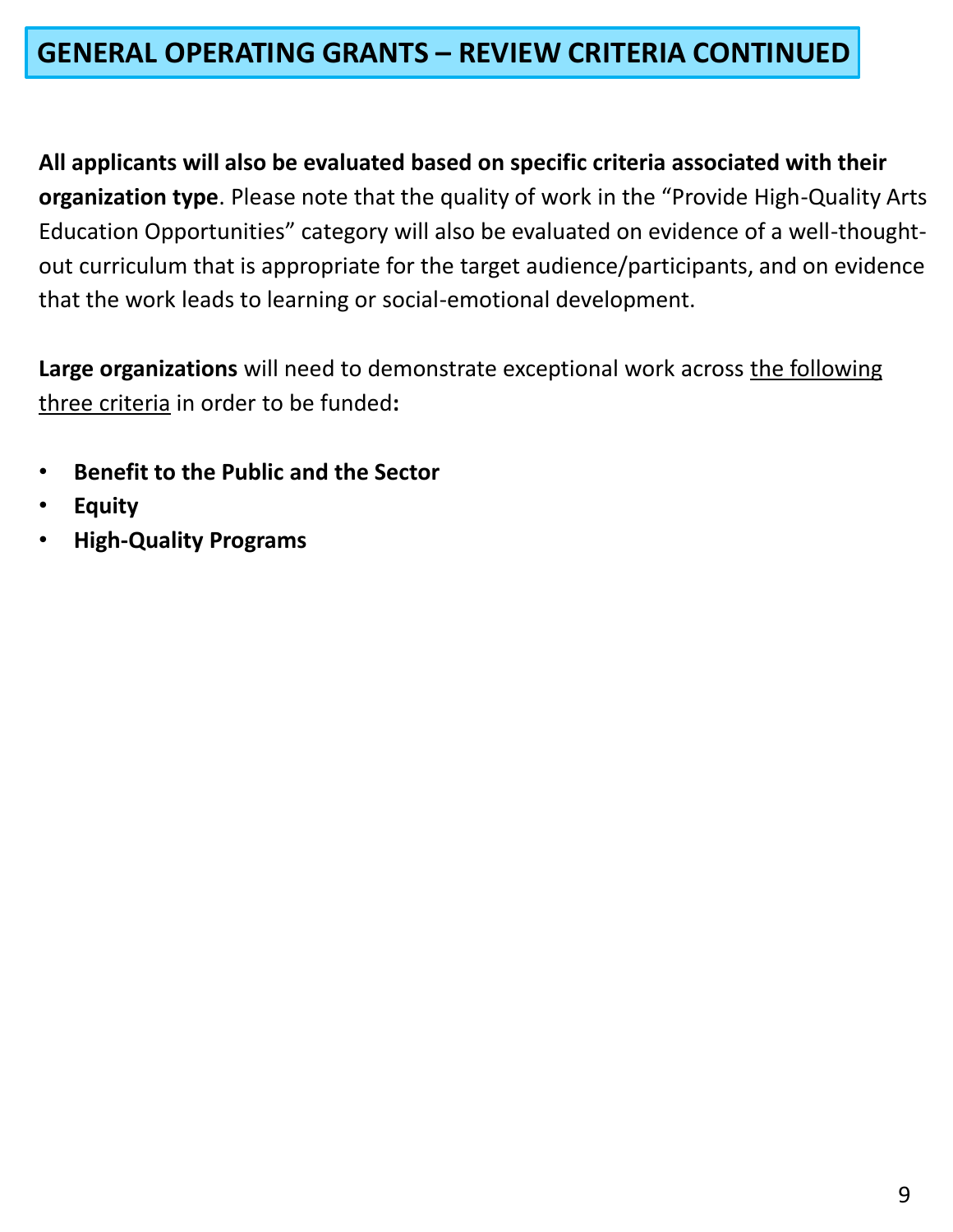## GENERAL OPERATING GRANTS – REVIEW CRITERIA CONTINUED

**All applicants will also be evaluated based on specific criteria associated with their organization type**. Please note that the quality of work in the "Provide High-Quality Arts Education Opportunities" category will also be evaluated on evidence of a well-thought-out curriculum that is appropriate for the target audience/participants, and on evidence that the work leads to learning or social-emotional development.

**Large organizations** will need to demonstrate exceptional work across the following three criteria in order to be funded**:**

- **Benefit to the Public and the Sector**
- **Equity**
- **High-Quality Programs**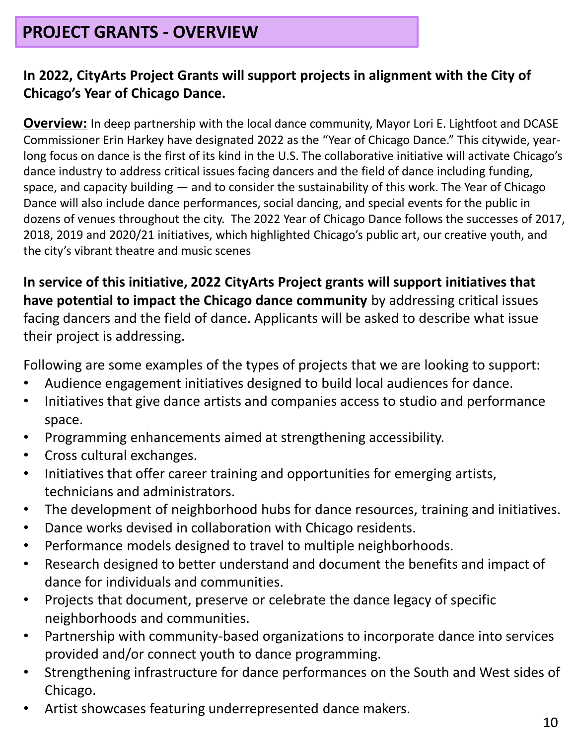# PROJECT GRANTS - OVERVIEW

**In 2022, CityArts Project Grants will support projects in alignment with the City of Chicago's Year of Chicago Dance.**

**Overview:** In deep partnership with the local dance community, Mayor Lori E. Lightfoot and DCASE Commissioner Erin Harkey have designated 2022 as the "Year of Chicago Dance." This citywide, year-long focus on dance is the first of its kind in the U.S. The collaborative initiative will activate Chicago's dance industry to address critical issues facing dancers and the field of dance including funding, space, and capacity building — and to consider the sustainability of this work. The Year of Chicago Dance will also include dance performances, social dancing, and special events for the public in dozens of venues throughout the city. The 2022 Year of Chicago Dance follows the successes of 2017, 2018, 2019 and 2020/21 initiatives, which highlighted Chicago's public art, our creative youth, and the city's vibrant theatre and music scenes

**In service of this initiative, 2022 CityArts Project grants will support initiatives that have potential to impact the Chicago dance community** by addressing critical issues facing dancers and the field of dance. Applicants will be asked to describe what issue their project is addressing.

Following are some examples of the types of projects that we are looking to support:

- Audience engagement initiatives designed to build local audiences for dance.
- Initiatives that give dance artists and companies access to studio and performance space.
- Programming enhancements aimed at strengthening accessibility.
- Cross cultural exchanges.
- Initiatives that offer career training and opportunities for emerging artists, technicians and administrators.
- The development of neighborhood hubs for dance resources, training and initiatives.
- Dance works devised in collaboration with Chicago residents.
- Performance models designed to travel to multiple neighborhoods.
- Research designed to better understand and document the benefits and impact of dance for individuals and communities.
- Projects that document, preserve or celebrate the dance legacy of specific neighborhoods and communities.
- Partnership with community-based organizations to incorporate dance into services provided and/or connect youth to dance programming.
- Strengthening infrastructure for dance performances on the South and West sides of Chicago.
- Artist showcases featuring underrepresented dance makers.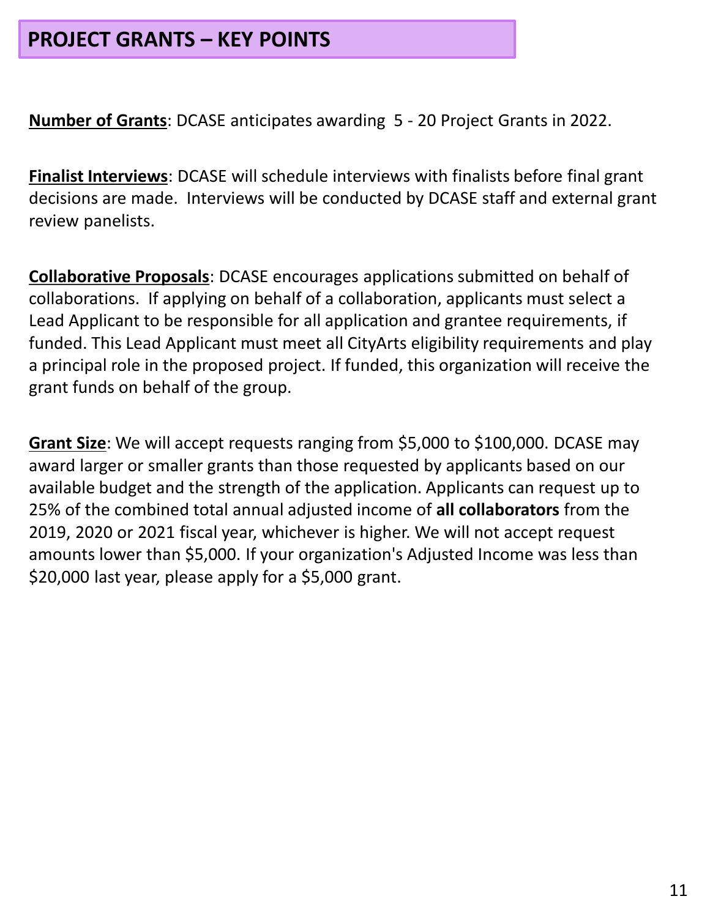## PROJECT GRANTS – KEY POINTS

**Number of Grants**: DCASE anticipates awarding 5 - 20 Project Grants in 2022.

**Finalist Interviews**: DCASE will schedule interviews with finalists before final grant decisions are made. Interviews will be conducted by DCASE staff and external grant review panelists.

**Collaborative Proposals**: DCASE encourages applications submitted on behalf of collaborations. If applying on behalf of a collaboration, applicants must select a Lead Applicant to be responsible for all application and grantee requirements, if funded. This Lead Applicant must meet all CityArts eligibility requirements and play a principal role in the proposed project. If funded, this organization will receive the grant funds on behalf of the group.

**Grant Size**: We will accept requests ranging from $5,000 to $100,000. DCASE may award larger or smaller grants than those requested by applicants based on our available budget and the strength of the application. Applicants can request up to 25% of the combined total annual adjusted income of **all collaborators** from the 2019, 2020 or 2021 fiscal year, whichever is higher. We will not accept request amounts lower than $5,000. If your organization's Adjusted Income was less than $20,000 last year, please apply for a $5,000 grant.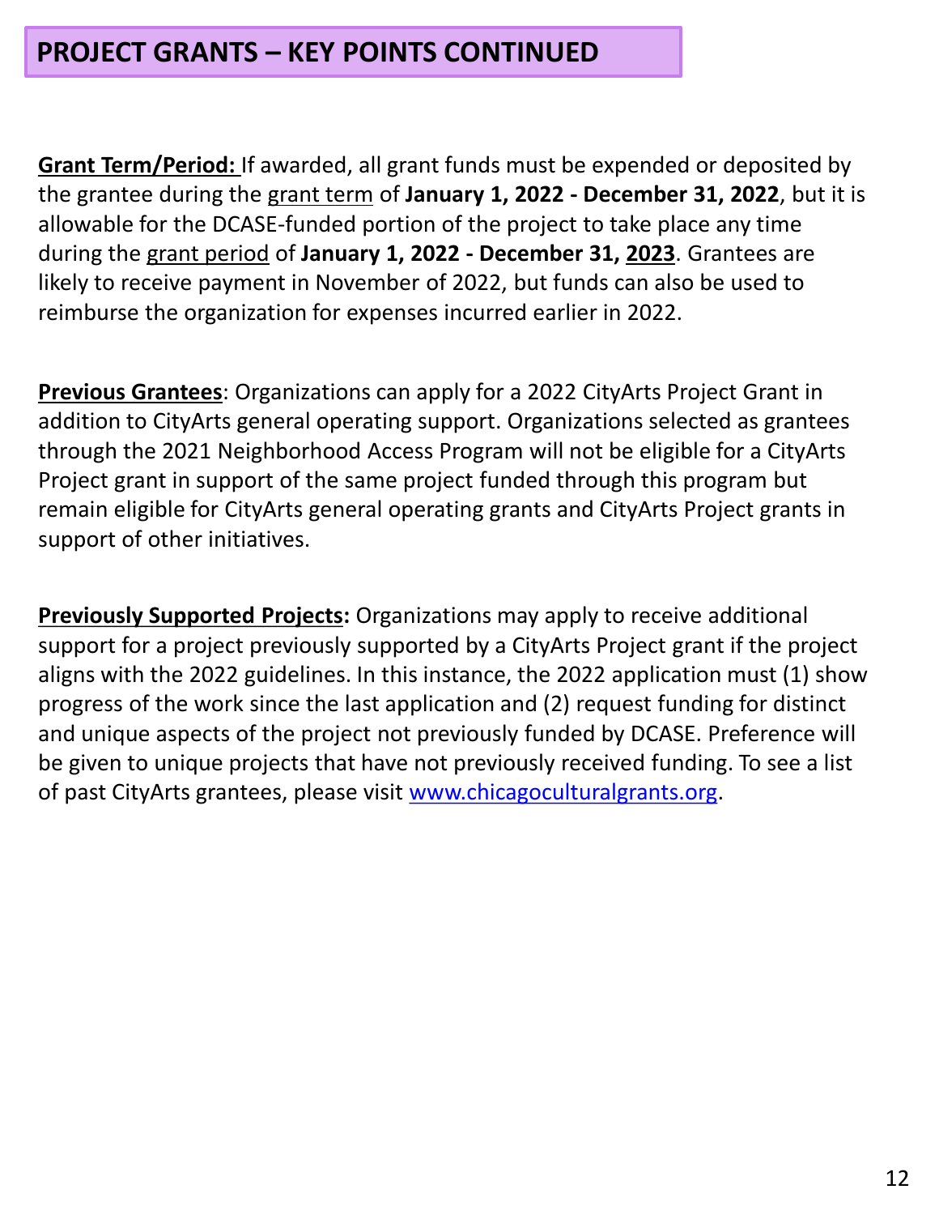## PROJECT GRANTS – KEY POINTS CONTINUED

**Grant Term/Period:** If awarded, all grant funds must be expended or deposited by the grantee during the grant term of **January 1, 2022 - December 31, 2022**, but it is allowable for the DCASE-funded portion of the project to take place any time during the grant period of **January 1, 2022 - December 31, 2023**. Grantees are likely to receive payment in November of 2022, but funds can also be used to reimburse the organization for expenses incurred earlier in 2022.

**Previous Grantees**: Organizations can apply for a 2022 CityArts Project Grant in addition to CityArts general operating support. Organizations selected as grantees through the 2021 Neighborhood Access Program will not be eligible for a CityArts Project grant in support of the same project funded through this program but remain eligible for CityArts general operating grants and CityArts Project grants in support of other initiatives.

**Previously Supported Projects:** Organizations may apply to receive additional support for a project previously supported by a CityArts Project grant if the project aligns with the 2022 guidelines. In this instance, the 2022 application must (1) show progress of the work since the last application and (2) request funding for distinct and unique aspects of the project not previously funded by DCASE. Preference will be given to unique projects that have not previously received funding. To see a list of past CityArts grantees, please visit [www.chicagoculturalgrants.org](http://www.chicagoculturalgrants.org).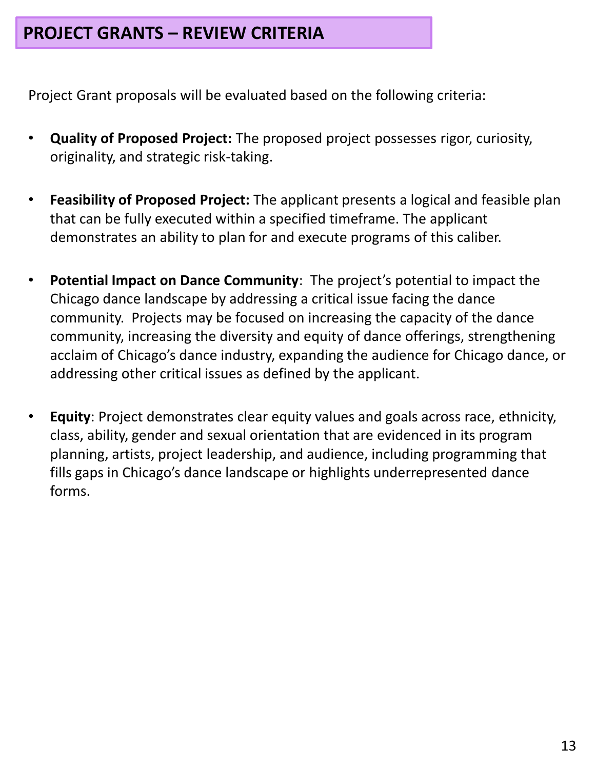# PROJECT GRANTS – REVIEW CRITERIA

Project Grant proposals will be evaluated based on the following criteria:

- **Quality of Proposed Project:** The proposed project possesses rigor, curiosity, originality, and strategic risk-taking.

- **Feasibility of Proposed Project:** The applicant presents a logical and feasible plan that can be fully executed within a specified timeframe. The applicant demonstrates an ability to plan for and execute programs of this caliber.

- **Potential Impact on Dance Community**: The project's potential to impact the Chicago dance landscape by addressing a critical issue facing the dance community. Projects may be focused on increasing the capacity of the dance community, increasing the diversity and equity of dance offerings, strengthening acclaim of Chicago's dance industry, expanding the audience for Chicago dance, or addressing other critical issues as defined by the applicant.

- **Equity**: Project demonstrates clear equity values and goals across race, ethnicity, class, ability, gender and sexual orientation that are evidenced in its program planning, artists, project leadership, and audience, including programming that fills gaps in Chicago's dance landscape or highlights underrepresented dance forms.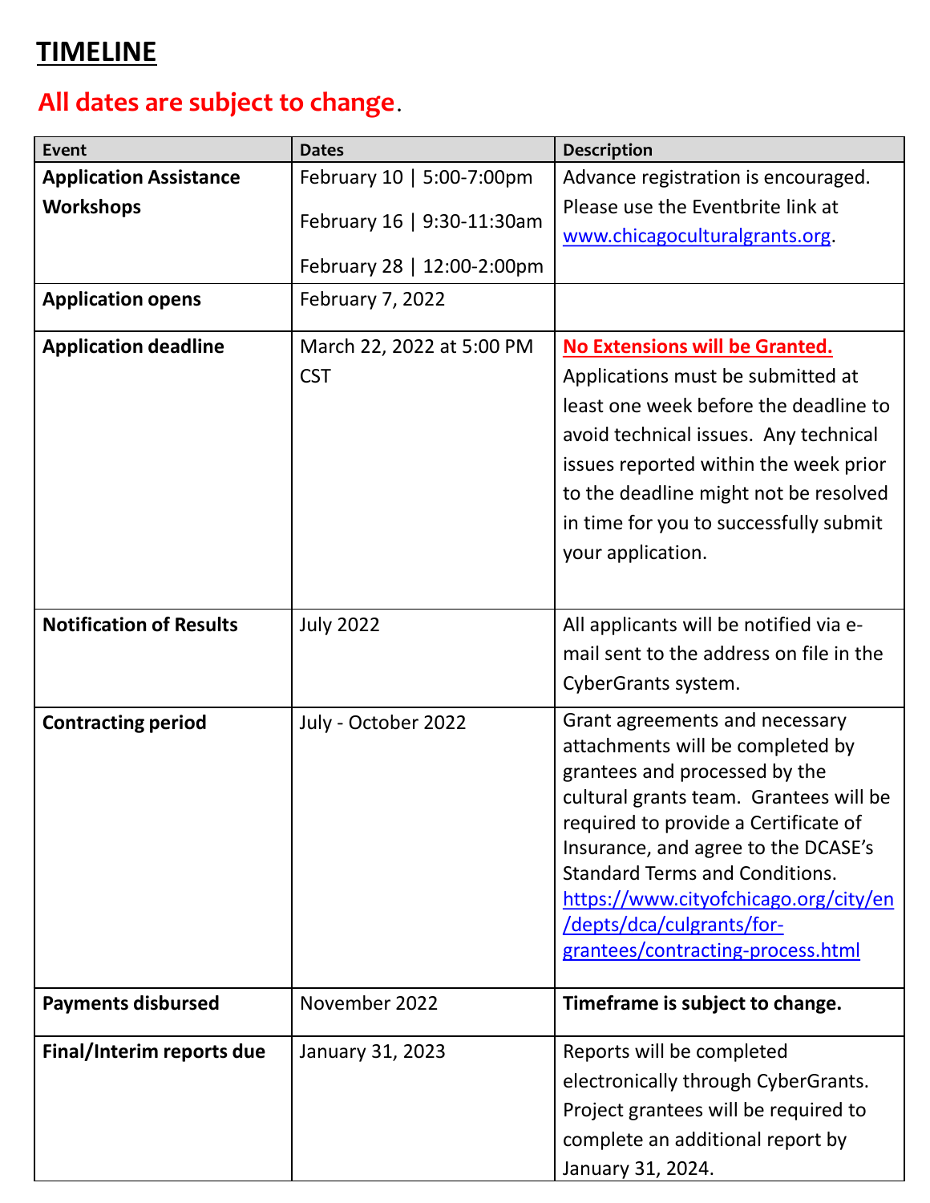## TIMELINE

**All dates are subject to change.**

| Event | Dates | Description |
|---|---|---|
| **Application Assistance Workshops** | February 10 \| 5:00-7:00pm<br>February 16 \| 9:30-11:30am<br>February 28 \| 12:00-2:00pm | Advance registration is encouraged. Please use the Eventbrite link at www.chicagoculturalgrants.org. |
| **Application opens** | February 7, 2022 | |
| **Application deadline** | March 22, 2022 at 5:00 PM CST | **No Extensions will be Granted.** Applications must be submitted at least one week before the deadline to avoid technical issues. Any technical issues reported within the week prior to the deadline might not be resolved in time for you to successfully submit your application. |
| **Notification of Results** | July 2022 | All applicants will be notified via e-mail sent to the address on file in the CyberGrants system. |
| **Contracting period** | July - October 2022 | Grant agreements and necessary attachments will be completed by grantees and processed by the cultural grants team. Grantees will be required to provide a Certificate of Insurance, and agree to the DCASE's Standard Terms and Conditions. https://www.cityofchicago.org/city/en/depts/dca/culgrants/for-grantees/contracting-process.html |
| **Payments disbursed** | November 2022 | **Timeframe is subject to change.** |
| **Final/Interim reports due** | January 31, 2023 | Reports will be completed electronically through CyberGrants. Project grantees will be required to complete an additional report by January 31, 2024. |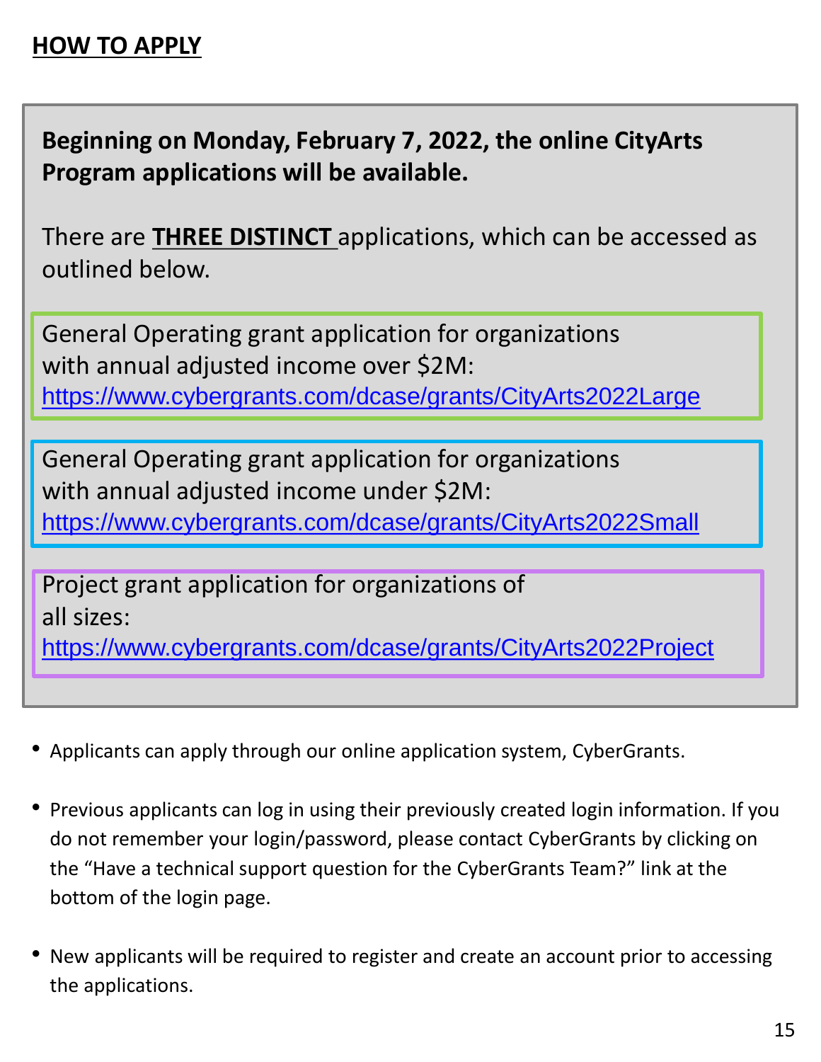## HOW TO APPLY

**Beginning on Monday, February 7, 2022, the online CityArts Program applications will be available.**

There are **THREE DISTINCT** applications, which can be accessed as outlined below.

General Operating grant application for organizations with annual adjusted income over $2M:
https://www.cybergrants.com/dcase/grants/CityArts2022Large

General Operating grant application for organizations with annual adjusted income under $2M:
https://www.cybergrants.com/dcase/grants/CityArts2022Small

Project grant application for organizations of all sizes:
https://www.cybergrants.com/dcase/grants/CityArts2022Project

- Applicants can apply through our online application system, CyberGrants.
- Previous applicants can log in using their previously created login information. If you do not remember your login/password, please contact CyberGrants by clicking on the "Have a technical support question for the CyberGrants Team?" link at the bottom of the login page.
- New applicants will be required to register and create an account prior to accessing the applications.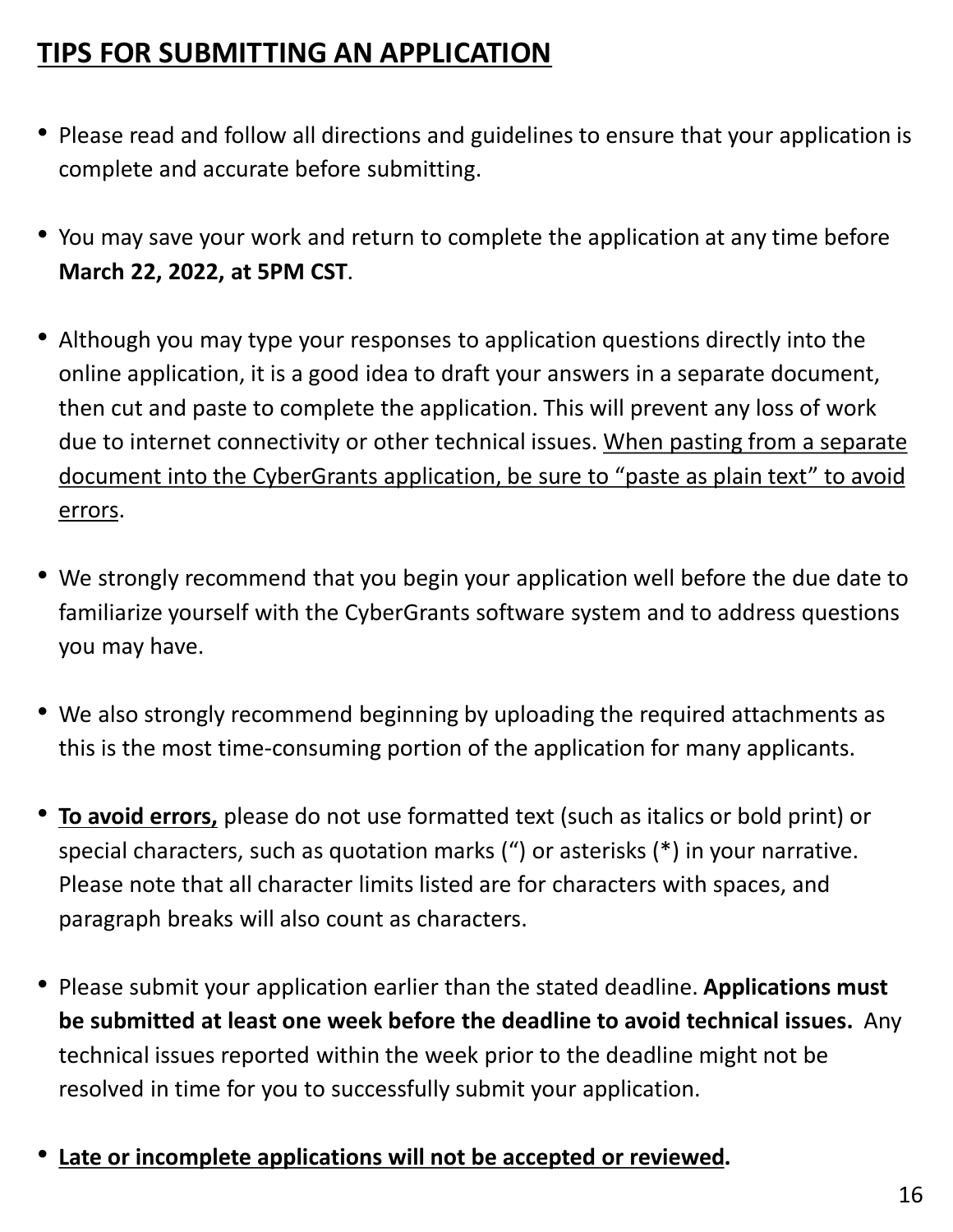## **<u>TIPS FOR SUBMITTING AN APPLICATION</u>**

- Please read and follow all directions and guidelines to ensure that your application is complete and accurate before submitting.

- You may save your work and return to complete the application at any time before **March 22, 2022, at 5PM CST**.

- Although you may type your responses to application questions directly into the online application, it is a good idea to draft your answers in a separate document, then cut and paste to complete the application. This will prevent any loss of work due to internet connectivity or other technical issues. <u>When pasting from a separate document into the CyberGrants application, be sure to "paste as plain text" to avoid errors</u>.

- We strongly recommend that you begin your application well before the due date to familiarize yourself with the CyberGrants software system and to address questions you may have.

- We also strongly recommend beginning by uploading the required attachments as this is the most time-consuming portion of the application for many applicants.

- **<u>To avoid errors,</u>** please do not use formatted text (such as italics or bold print) or special characters, such as quotation marks (") or asterisks (*) in your narrative. Please note that all character limits listed are for characters with spaces, and paragraph breaks will also count as characters.

- Please submit your application earlier than the stated deadline. **Applications must be submitted at least one week before the deadline to avoid technical issues.** Any technical issues reported within the week prior to the deadline might not be resolved in time for you to successfully submit your application.

- **<u>Late or incomplete applications will not be accepted or reviewed</u>.**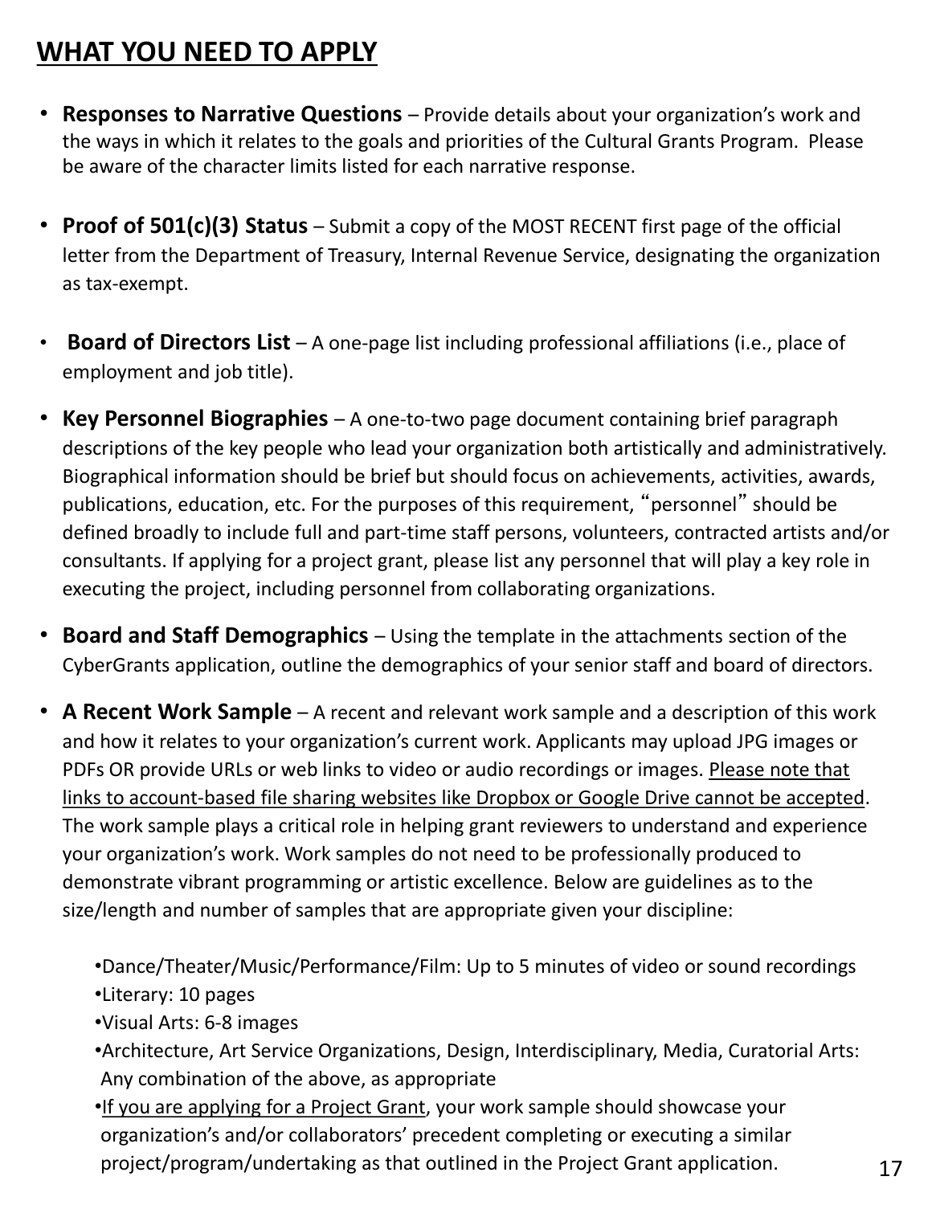## WHAT YOU NEED TO APPLY

- **Responses to Narrative Questions** – Provide details about your organization's work and the ways in which it relates to the goals and priorities of the Cultural Grants Program. Please be aware of the character limits listed for each narrative response.
- **Proof of 501(c)(3) Status** – Submit a copy of the MOST RECENT first page of the official letter from the Department of Treasury, Internal Revenue Service, designating the organization as tax-exempt.
- **Board of Directors List** – A one-page list including professional affiliations (i.e., place of employment and job title).
- **Key Personnel Biographies** – A one-to-two page document containing brief paragraph descriptions of the key people who lead your organization both artistically and administratively. Biographical information should be brief but should focus on achievements, activities, awards, publications, education, etc. For the purposes of this requirement, "personnel" should be defined broadly to include full and part-time staff persons, volunteers, contracted artists and/or consultants. If applying for a project grant, please list any personnel that will play a key role in executing the project, including personnel from collaborating organizations.
- **Board and Staff Demographics** – Using the template in the attachments section of the CyberGrants application, outline the demographics of your senior staff and board of directors.
- **A Recent Work Sample** – A recent and relevant work sample and a description of this work and how it relates to your organization's current work. Applicants may upload JPG images or PDFs OR provide URLs or web links to video or audio recordings or images. Please note that links to account-based file sharing websites like Dropbox or Google Drive cannot be accepted. The work sample plays a critical role in helping grant reviewers to understand and experience your organization's work. Work samples do not need to be professionally produced to demonstrate vibrant programming or artistic excellence. Below are guidelines as to the size/length and number of samples that are appropriate given your discipline:
  - Dance/Theater/Music/Performance/Film: Up to 5 minutes of video or sound recordings
  - Literary: 10 pages
  - Visual Arts: 6-8 images
  - Architecture, Art Service Organizations, Design, Interdisciplinary, Media, Curatorial Arts: Any combination of the above, as appropriate
  - If you are applying for a Project Grant, your work sample should showcase your organization's and/or collaborators' precedent completing or executing a similar project/program/undertaking as that outlined in the Project Grant application.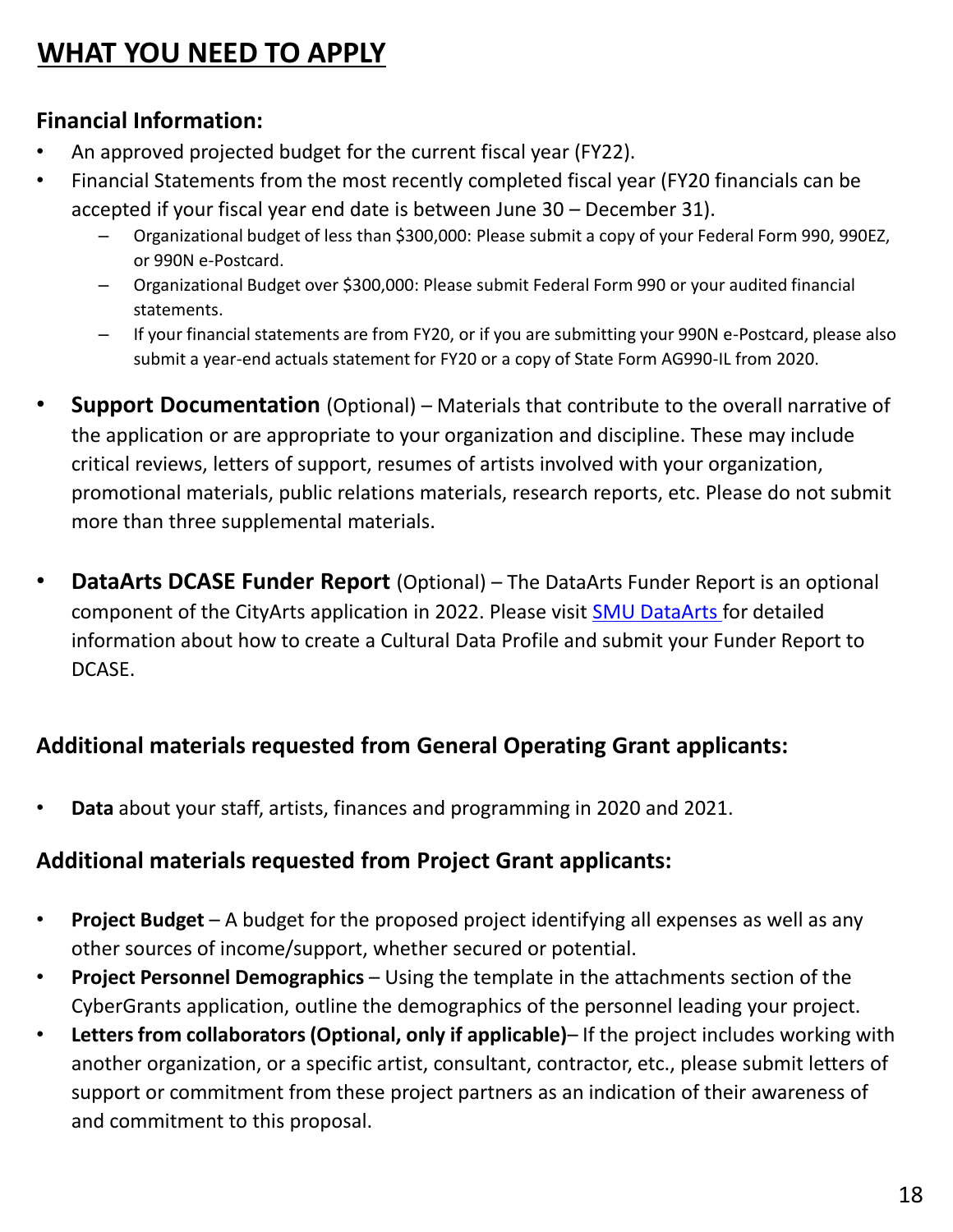# WHAT YOU NEED TO APPLY

### Financial Information:

- An approved projected budget for the current fiscal year (FY22).
- Financial Statements from the most recently completed fiscal year (FY20 financials can be accepted if your fiscal year end date is between June 30 – December 31).
  - Organizational budget of less than $300,000: Please submit a copy of your Federal Form 990, 990EZ, or 990N e-Postcard.
  - Organizational Budget over $300,000: Please submit Federal Form 990 or your audited financial statements.
  - If your financial statements are from FY20, or if you are submitting your 990N e-Postcard, please also submit a year-end actuals statement for FY20 or a copy of State Form AG990-IL from 2020.
- **Support Documentation** (Optional) – Materials that contribute to the overall narrative of the application or are appropriate to your organization and discipline. These may include critical reviews, letters of support, resumes of artists involved with your organization, promotional materials, public relations materials, research reports, etc. Please do not submit more than three supplemental materials.
- **DataArts DCASE Funder Report** (Optional) – The DataArts Funder Report is an optional component of the CityArts application in 2022. Please visit SMU DataArts for detailed information about how to create a Cultural Data Profile and submit your Funder Report to DCASE.

### Additional materials requested from General Operating Grant applicants:

- **Data** about your staff, artists, finances and programming in 2020 and 2021.

### Additional materials requested from Project Grant applicants:

- **Project Budget** – A budget for the proposed project identifying all expenses as well as any other sources of income/support, whether secured or potential.
- **Project Personnel Demographics** – Using the template in the attachments section of the CyberGrants application, outline the demographics of the personnel leading your project.
- **Letters from collaborators (Optional, only if applicable)**– If the project includes working with another organization, or a specific artist, consultant, contractor, etc., please submit letters of support or commitment from these project partners as an indication of their awareness of and commitment to this proposal.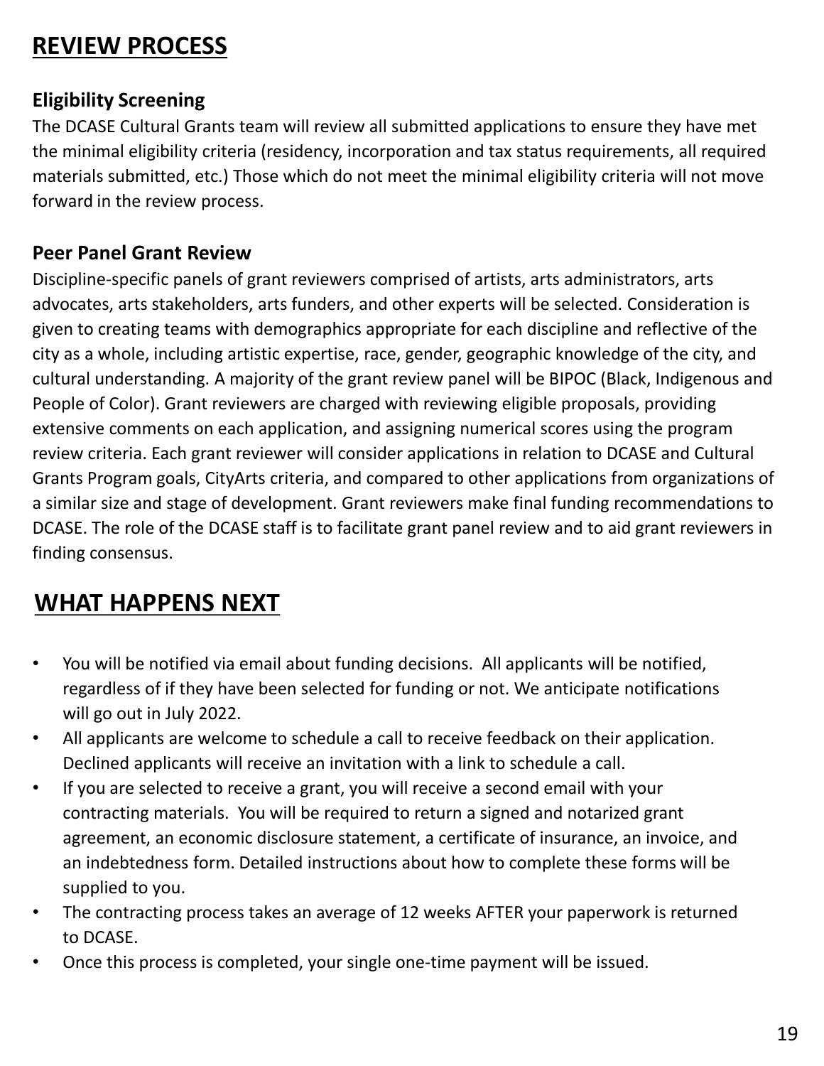## REVIEW PROCESS

### Eligibility Screening

The DCASE Cultural Grants team will review all submitted applications to ensure they have met the minimal eligibility criteria (residency, incorporation and tax status requirements, all required materials submitted, etc.) Those which do not meet the minimal eligibility criteria will not move forward in the review process.

### Peer Panel Grant Review

Discipline-specific panels of grant reviewers comprised of artists, arts administrators, arts advocates, arts stakeholders, arts funders, and other experts will be selected. Consideration is given to creating teams with demographics appropriate for each discipline and reflective of the city as a whole, including artistic expertise, race, gender, geographic knowledge of the city, and cultural understanding. A majority of the grant review panel will be BIPOC (Black, Indigenous and People of Color). Grant reviewers are charged with reviewing eligible proposals, providing extensive comments on each application, and assigning numerical scores using the program review criteria. Each grant reviewer will consider applications in relation to DCASE and Cultural Grants Program goals, CityArts criteria, and compared to other applications from organizations of a similar size and stage of development. Grant reviewers make final funding recommendations to DCASE. The role of the DCASE staff is to facilitate grant panel review and to aid grant reviewers in finding consensus.

## WHAT HAPPENS NEXT

- You will be notified via email about funding decisions. All applicants will be notified, regardless of if they have been selected for funding or not. We anticipate notifications will go out in July 2022.
- All applicants are welcome to schedule a call to receive feedback on their application. Declined applicants will receive an invitation with a link to schedule a call.
- If you are selected to receive a grant, you will receive a second email with your contracting materials. You will be required to return a signed and notarized grant agreement, an economic disclosure statement, a certificate of insurance, an invoice, and an indebtedness form. Detailed instructions about how to complete these forms will be supplied to you.
- The contracting process takes an average of 12 weeks AFTER your paperwork is returned to DCASE.
- Once this process is completed, your single one-time payment will be issued.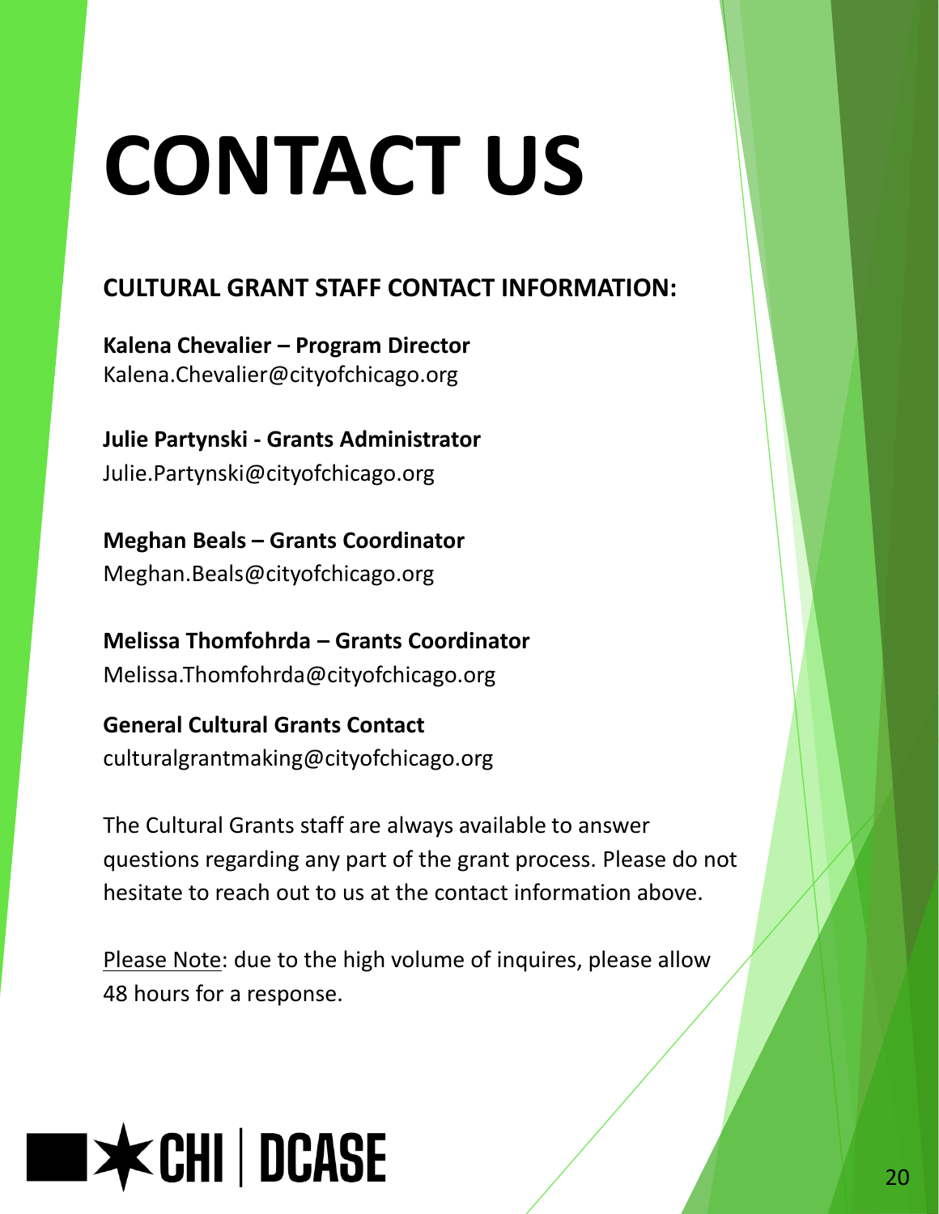# CONTACT US

## CULTURAL GRANT STAFF CONTACT INFORMATION:

**Kalena Chevalier – Program Director**
Kalena.Chevalier@cityofchicago.org

**Julie Partynski - Grants Administrator**
Julie.Partynski@cityofchicago.org

**Meghan Beals – Grants Coordinator**
Meghan.Beals@cityofchicago.org

**Melissa Thomfohrda – Grants Coordinator**
Melissa.Thomfohrda@cityofchicago.org

**General Cultural Grants Contact**
culturalgrantmaking@cityofchicago.org

The Cultural Grants staff are always available to answer questions regarding any part of the grant process. Please do not hesitate to reach out to us at the contact information above.

<u>Please Note</u>: due to the high volume of inquires, please allow 48 hours for a response.

CHI | DCASE